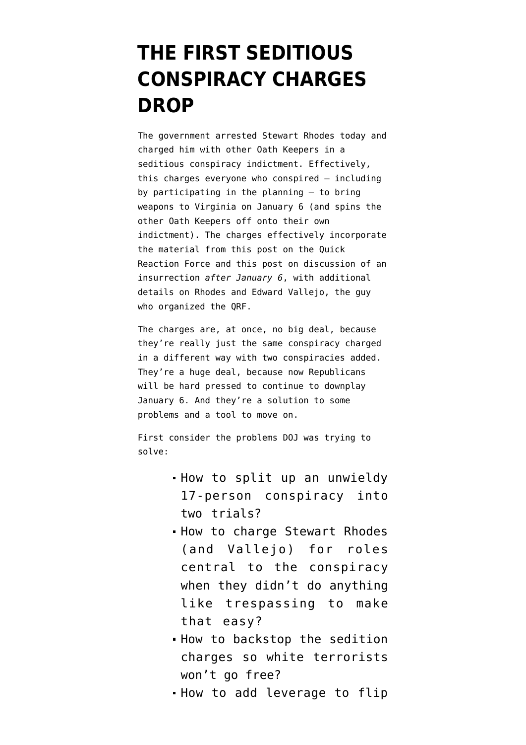# THE FIRST SEDITIOUS CONSPIRACY CHARGES DROP

The government arrested Stewart Rhodes today and charged him with other Oath Keepers in a seditious conspiracy indictment. Effectively, this charges everyone who conspired — including by participating in the planning — to bring weapons to Virginia on January 6 (and spins the other Oath Keepers off onto their own indictment). The charges effectively incorporate the material from this post on the Quick Reaction Force and this post on discussion of an insurrection *after January 6*, with additional details on Rhodes and Edward Vallejo, the guy who organized the QRF.

The charges are, at once, no big deal, because they're really just the same conspiracy charged in a different way with two conspiracies added. They're a huge deal, because now Republicans will be hard pressed to continue to downplay January 6. And they're a solution to some problems and a tool to move on.

First consider the problems DOJ was trying to solve:

- How to split up an unwieldy 17-person conspiracy into two trials?
- How to charge Stewart Rhodes (and Vallejo) for roles central to the conspiracy when they didn't do anything like trespassing to make that easy?
- How to backstop the sedition charges so white terrorists won't go free?
- How to add leverage to flip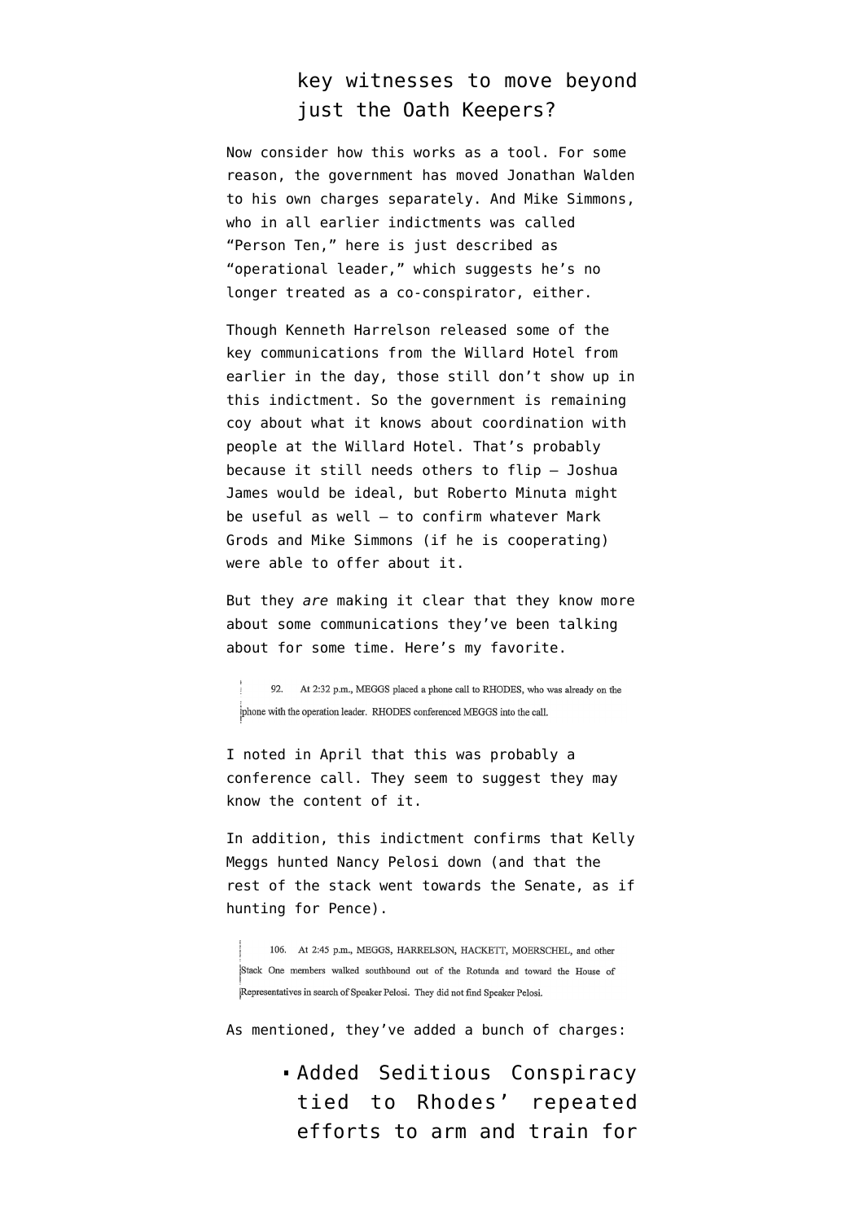key witnesses to move beyond just the Oath Keepers?

Now consider how this works as a tool. For some reason, the government has moved Jonathan Walden to his own charges separately. And Mike Simmons, who in all earlier indictments was called "Person Ten," here is just described as "operational leader," which suggests he's no longer treated as a co-conspirator, either.

Though Kenneth Harrelson released some of the key communications from the Willard Hotel from earlier in the day, those still don't show up in this indictment. So the government is remaining coy about what it knows about coordination with people at the Willard Hotel. That's probably because it still needs others to flip — Joshua James would be ideal, but Roberto Minuta might be useful as well — to confirm whatever Mark Grods and Mike Simmons (if he is cooperating) were able to offer about it.

But they *are* making it clear that they know more about some communications they've been talking about for some time. Here's my favorite.

> 92. At 2:32 p.m., MEGGS placed a phone call to RHODES, who was already on the phone with the operation leader. RHODES conferenced MEGGS into the call.

I noted in April that this was probably a conference call. They seem to suggest they may know the content of it.

In addition, this indictment confirms that Kelly Meggs hunted Nancy Pelosi down (and that the rest of the stack went towards the Senate, as if hunting for Pence).

> 106. At 2:45 p.m., MEGGS, HARRELSON, HACKETT, MOERSCHEL, and other Stack One members walked southbound out of the Rotunda and toward the House of Representatives in search of Speaker Pelosi. They did not find Speaker Pelosi.

As mentioned, they've added a bunch of charges:

- Added Seditious Conspiracy tied to Rhodes' repeated efforts to arm and train for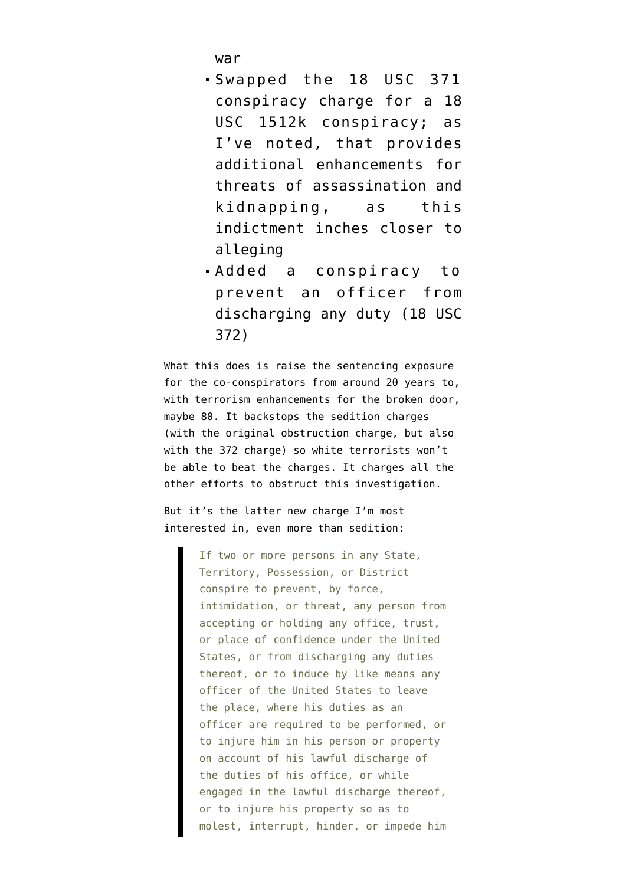war

- Swapped the 18 USC 371 conspiracy charge for a 18 USC 1512k conspiracy; as I've noted, that provides additional enhancements for threats of assassination and kidnapping, as this indictment inches closer to alleging
- Added a conspiracy to prevent an officer from discharging any duty (18 USC 372)

What this does is raise the sentencing exposure for the co-conspirators from around 20 years to, with terrorism enhancements for the broken door, maybe 80. It backstops the sedition charges (with the original obstruction charge, but also with the 372 charge) so white terrorists won't be able to beat the charges. It charges all the other efforts to obstruct this investigation.

But it's the latter new charge I'm most interested in, even more than sedition:

> If two or more persons in any State, Territory, Possession, or District conspire to prevent, by force, intimidation, or threat, any person from accepting or holding any office, trust, or place of confidence under the United States, or from discharging any duties thereof, or to induce by like means any officer of the United States to leave the place, where his duties as an officer are required to be performed, or to injure him in his person or property on account of his lawful discharge of the duties of his office, or while engaged in the lawful discharge thereof, or to injure his property so as to molest, interrupt, hinder, or impede him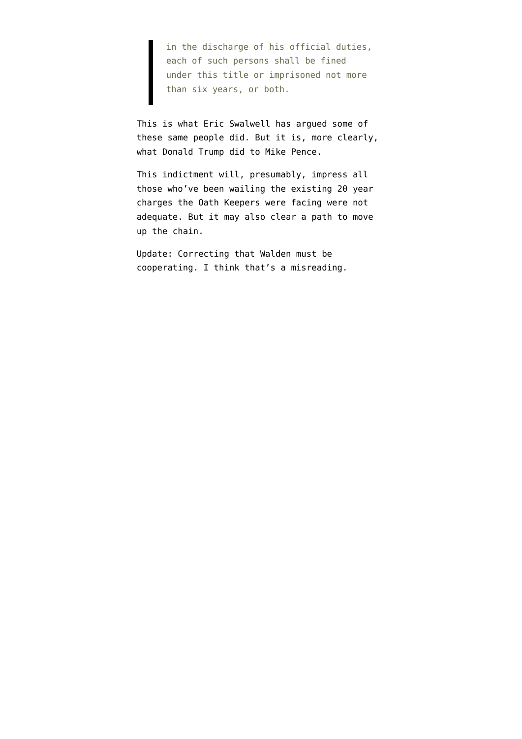> in the discharge of his official duties, each of such persons shall be fined under this title or imprisoned not more than six years, or both.

This is what Eric Swalwell has argued some of these same people did. But it is, more clearly, what Donald Trump did to Mike Pence.

This indictment will, presumably, impress all those who've been wailing the existing 20 year charges the Oath Keepers were facing were not adequate. But it may also clear a path to move up the chain.

Update: Correcting that Walden must be cooperating. I think that's a misreading.